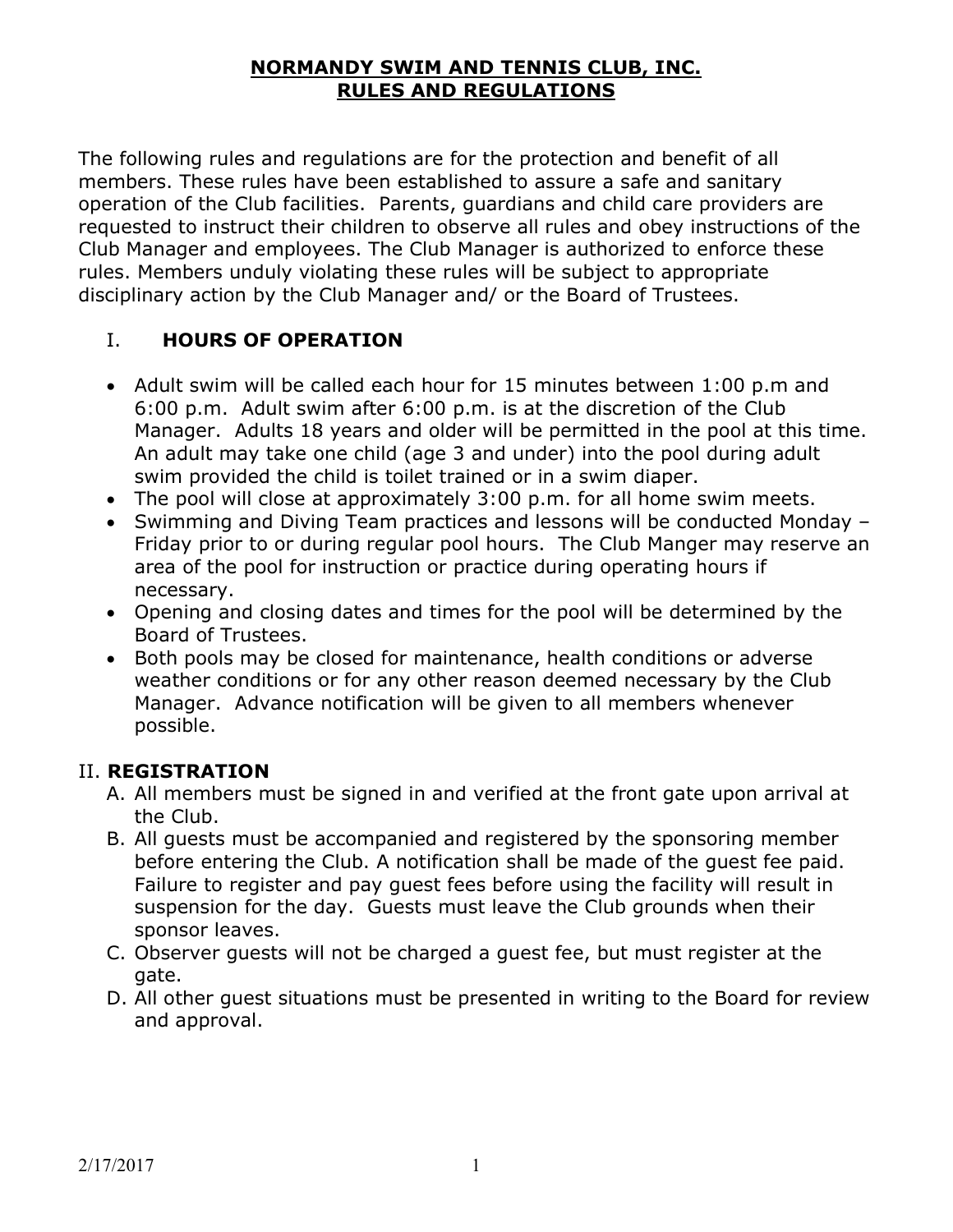# NORMANDY SWIM AND TENNIS CLUB, INC.
# RULES AND REGULATIONS

The following rules and regulations are for the protection and benefit of all members. These rules have been established to assure a safe and sanitary operation of the Club facilities. Parents, guardians and child care providers are requested to instruct their children to observe all rules and obey instructions of the Club Manager and employees. The Club Manager is authorized to enforce these rules. Members unduly violating these rules will be subject to appropriate disciplinary action by the Club Manager and/ or the Board of Trustees.

## I. HOURS OF OPERATION

- Adult swim will be called each hour for 15 minutes between 1:00 p.m and 6:00 p.m. Adult swim after 6:00 p.m. is at the discretion of the Club Manager. Adults 18 years and older will be permitted in the pool at this time. An adult may take one child (age 3 and under) into the pool during adult swim provided the child is toilet trained or in a swim diaper.
- The pool will close at approximately 3:00 p.m. for all home swim meets.
- Swimming and Diving Team practices and lessons will be conducted Monday – Friday prior to or during regular pool hours. The Club Manger may reserve an area of the pool for instruction or practice during operating hours if necessary.
- Opening and closing dates and times for the pool will be determined by the Board of Trustees.
- Both pools may be closed for maintenance, health conditions or adverse weather conditions or for any other reason deemed necessary by the Club Manager. Advance notification will be given to all members whenever possible.

## II. REGISTRATION

A. All members must be signed in and verified at the front gate upon arrival at the Club.
B. All guests must be accompanied and registered by the sponsoring member before entering the Club. A notification shall be made of the guest fee paid. Failure to register and pay guest fees before using the facility will result in suspension for the day. Guests must leave the Club grounds when their sponsor leaves.
C. Observer guests will not be charged a guest fee, but must register at the gate.
D. All other guest situations must be presented in writing to the Board for review and approval.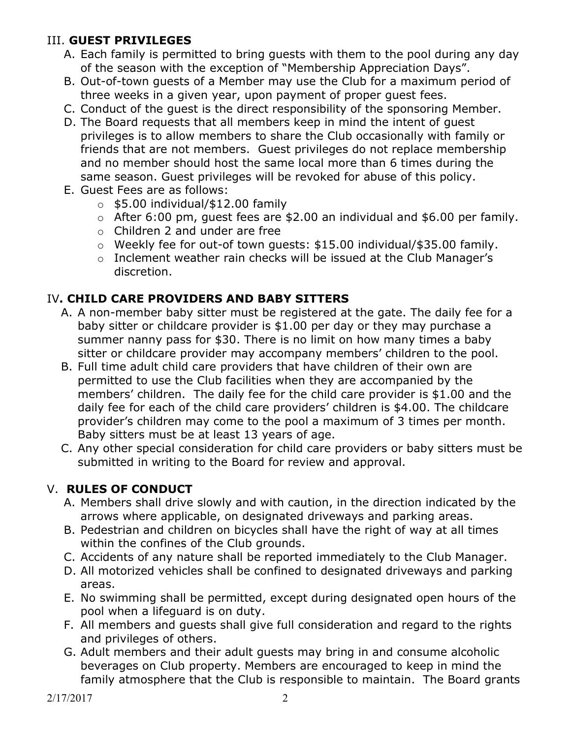## III. GUEST PRIVILEGES

A. Each family is permitted to bring guests with them to the pool during any day of the season with the exception of "Membership Appreciation Days".

B. Out-of-town guests of a Member may use the Club for a maximum period of three weeks in a given year, upon payment of proper guest fees.

C. Conduct of the guest is the direct responsibility of the sponsoring Member.

D. The Board requests that all members keep in mind the intent of guest privileges is to allow members to share the Club occasionally with family or friends that are not members. Guest privileges do not replace membership and no member should host the same local more than 6 times during the same season. Guest privileges will be revoked for abuse of this policy.

E. Guest Fees are as follows:
   - $5.00 individual/$12.00 family
   - After 6:00 pm, guest fees are $2.00 an individual and $6.00 per family.
   - Children 2 and under are free
   - Weekly fee for out-of town guests: $15.00 individual/$35.00 family.
   - Inclement weather rain checks will be issued at the Club Manager's discretion.

## IV. CHILD CARE PROVIDERS AND BABY SITTERS

A. A non-member baby sitter must be registered at the gate. The daily fee for a baby sitter or childcare provider is $1.00 per day or they may purchase a summer nanny pass for $30. There is no limit on how many times a baby sitter or childcare provider may accompany members' children to the pool.

B. Full time adult child care providers that have children of their own are permitted to use the Club facilities when they are accompanied by the members' children. The daily fee for the child care provider is $1.00 and the daily fee for each of the child care providers' children is $4.00. The childcare provider's children may come to the pool a maximum of 3 times per month. Baby sitters must be at least 13 years of age.

C. Any other special consideration for child care providers or baby sitters must be submitted in writing to the Board for review and approval.

## V. RULES OF CONDUCT

A. Members shall drive slowly and with caution, in the direction indicated by the arrows where applicable, on designated driveways and parking areas.

B. Pedestrian and children on bicycles shall have the right of way at all times within the confines of the Club grounds.

C. Accidents of any nature shall be reported immediately to the Club Manager.

D. All motorized vehicles shall be confined to designated driveways and parking areas.

E. No swimming shall be permitted, except during designated open hours of the pool when a lifeguard is on duty.

F. All members and guests shall give full consideration and regard to the rights and privileges of others.

G. Adult members and their adult guests may bring in and consume alcoholic beverages on Club property. Members are encouraged to keep in mind the family atmosphere that the Club is responsible to maintain. The Board grants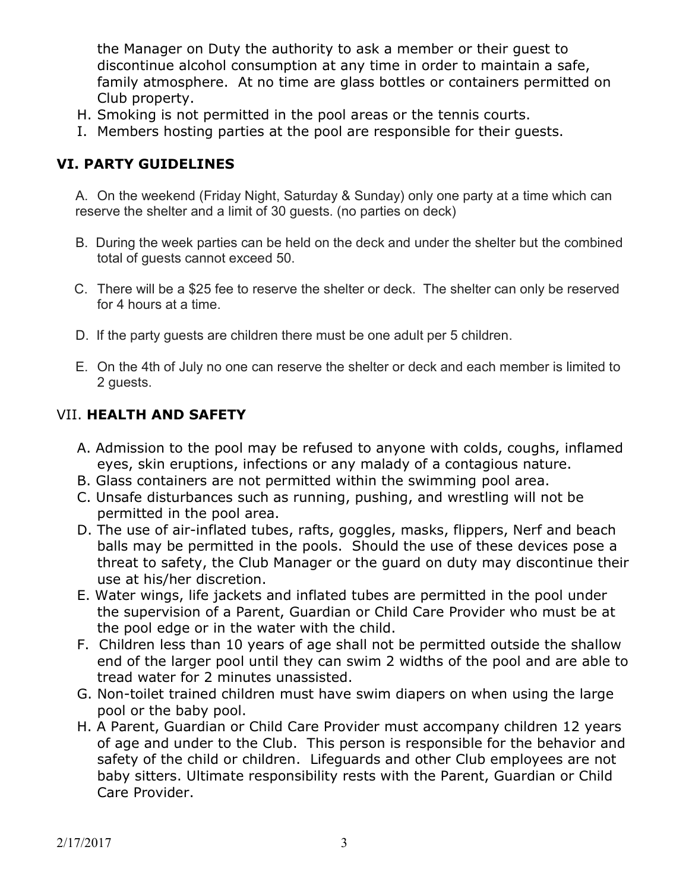the Manager on Duty the authority to ask a member or their guest to discontinue alcohol consumption at any time in order to maintain a safe, family atmosphere. At no time are glass bottles or containers permitted on Club property.

H. Smoking is not permitted in the pool areas or the tennis courts.
I. Members hosting parties at the pool are responsible for their guests.

## VI. PARTY GUIDELINES

A. On the weekend (Friday Night, Saturday & Sunday) only one party at a time which can reserve the shelter and a limit of 30 guests. (no parties on deck)

B. During the week parties can be held on the deck and under the shelter but the combined total of guests cannot exceed 50.

C. There will be a $25 fee to reserve the shelter or deck. The shelter can only be reserved for 4 hours at a time.

D. If the party guests are children there must be one adult per 5 children.

E. On the 4th of July no one can reserve the shelter or deck and each member is limited to 2 guests.

## VII. HEALTH AND SAFETY

A. Admission to the pool may be refused to anyone with colds, coughs, inflamed eyes, skin eruptions, infections or any malady of a contagious nature.
B. Glass containers are not permitted within the swimming pool area.
C. Unsafe disturbances such as running, pushing, and wrestling will not be permitted in the pool area.
D. The use of air-inflated tubes, rafts, goggles, masks, flippers, Nerf and beach balls may be permitted in the pools. Should the use of these devices pose a threat to safety, the Club Manager or the guard on duty may discontinue their use at his/her discretion.
E. Water wings, life jackets and inflated tubes are permitted in the pool under the supervision of a Parent, Guardian or Child Care Provider who must be at the pool edge or in the water with the child.
F. Children less than 10 years of age shall not be permitted outside the shallow end of the larger pool until they can swim 2 widths of the pool and are able to tread water for 2 minutes unassisted.
G. Non-toilet trained children must have swim diapers on when using the large pool or the baby pool.
H. A Parent, Guardian or Child Care Provider must accompany children 12 years of age and under to the Club. This person is responsible for the behavior and safety of the child or children. Lifeguards and other Club employees are not baby sitters. Ultimate responsibility rests with the Parent, Guardian or Child Care Provider.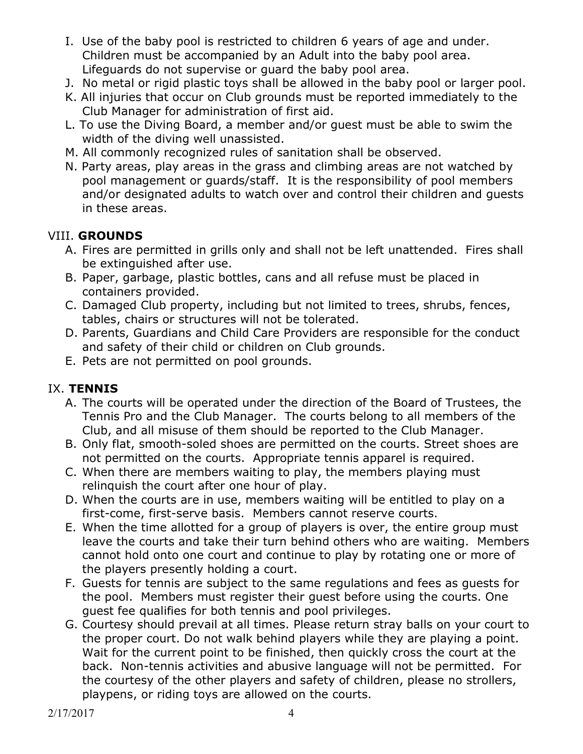I. Use of the baby pool is restricted to children 6 years of age and under. Children must be accompanied by an Adult into the baby pool area. Lifeguards do not supervise or guard the baby pool area.
J. No metal or rigid plastic toys shall be allowed in the baby pool or larger pool.
K. All injuries that occur on Club grounds must be reported immediately to the Club Manager for administration of first aid.
L. To use the Diving Board, a member and/or guest must be able to swim the width of the diving well unassisted.
M. All commonly recognized rules of sanitation shall be observed.
N. Party areas, play areas in the grass and climbing areas are not watched by pool management or guards/staff. It is the responsibility of pool members and/or designated adults to watch over and control their children and guests in these areas.

## VIII. **GROUNDS**

A. Fires are permitted in grills only and shall not be left unattended. Fires shall be extinguished after use.
B. Paper, garbage, plastic bottles, cans and all refuse must be placed in containers provided.
C. Damaged Club property, including but not limited to trees, shrubs, fences, tables, chairs or structures will not be tolerated.
D. Parents, Guardians and Child Care Providers are responsible for the conduct and safety of their child or children on Club grounds.
E. Pets are not permitted on pool grounds.

## IX. **TENNIS**

A. The courts will be operated under the direction of the Board of Trustees, the Tennis Pro and the Club Manager. The courts belong to all members of the Club, and all misuse of them should be reported to the Club Manager.
B. Only flat, smooth-soled shoes are permitted on the courts. Street shoes are not permitted on the courts. Appropriate tennis apparel is required.
C. When there are members waiting to play, the members playing must relinquish the court after one hour of play.
D. When the courts are in use, members waiting will be entitled to play on a first-come, first-serve basis. Members cannot reserve courts.
E. When the time allotted for a group of players is over, the entire group must leave the courts and take their turn behind others who are waiting. Members cannot hold onto one court and continue to play by rotating one or more of the players presently holding a court.
F. Guests for tennis are subject to the same regulations and fees as guests for the pool. Members must register their guest before using the courts. One guest fee qualifies for both tennis and pool privileges.
G. Courtesy should prevail at all times. Please return stray balls on your court to the proper court. Do not walk behind players while they are playing a point. Wait for the current point to be finished, then quickly cross the court at the back. Non-tennis activities and abusive language will not be permitted. For the courtesy of the other players and safety of children, please no strollers, playpens, or riding toys are allowed on the courts.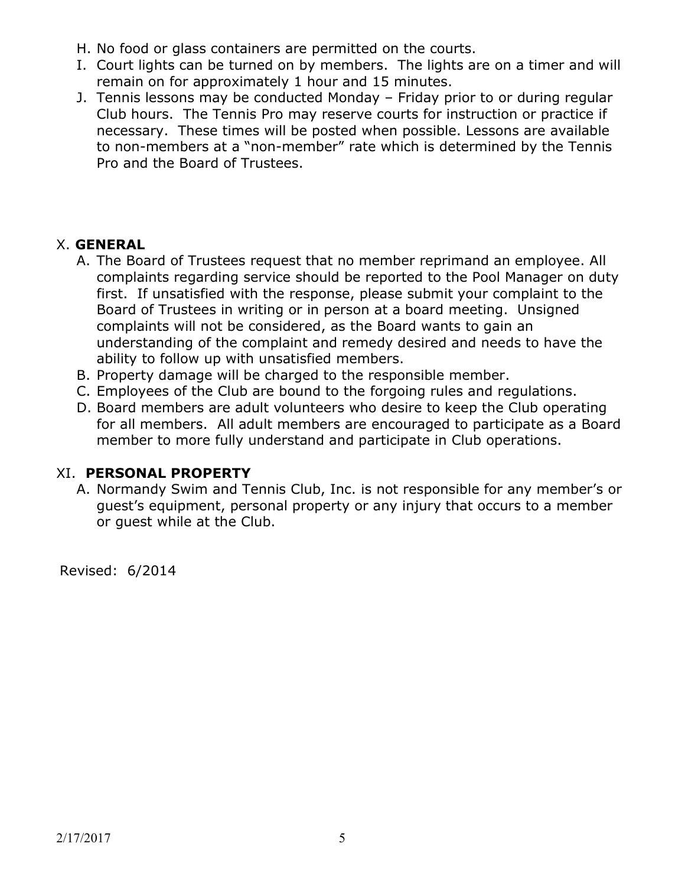H. No food or glass containers are permitted on the courts.
I. Court lights can be turned on by members. The lights are on a timer and will remain on for approximately 1 hour and 15 minutes.
J. Tennis lessons may be conducted Monday – Friday prior to or during regular Club hours. The Tennis Pro may reserve courts for instruction or practice if necessary. These times will be posted when possible. Lessons are available to non-members at a "non-member" rate which is determined by the Tennis Pro and the Board of Trustees.

## X. GENERAL

A. The Board of Trustees request that no member reprimand an employee. All complaints regarding service should be reported to the Pool Manager on duty first. If unsatisfied with the response, please submit your complaint to the Board of Trustees in writing or in person at a board meeting. Unsigned complaints will not be considered, as the Board wants to gain an understanding of the complaint and remedy desired and needs to have the ability to follow up with unsatisfied members.
B. Property damage will be charged to the responsible member.
C. Employees of the Club are bound to the forgoing rules and regulations.
D. Board members are adult volunteers who desire to keep the Club operating for all members. All adult members are encouraged to participate as a Board member to more fully understand and participate in Club operations.

## XI. PERSONAL PROPERTY

A. Normandy Swim and Tennis Club, Inc. is not responsible for any member's or guest's equipment, personal property or any injury that occurs to a member or guest while at the Club.

Revised: 6/2014